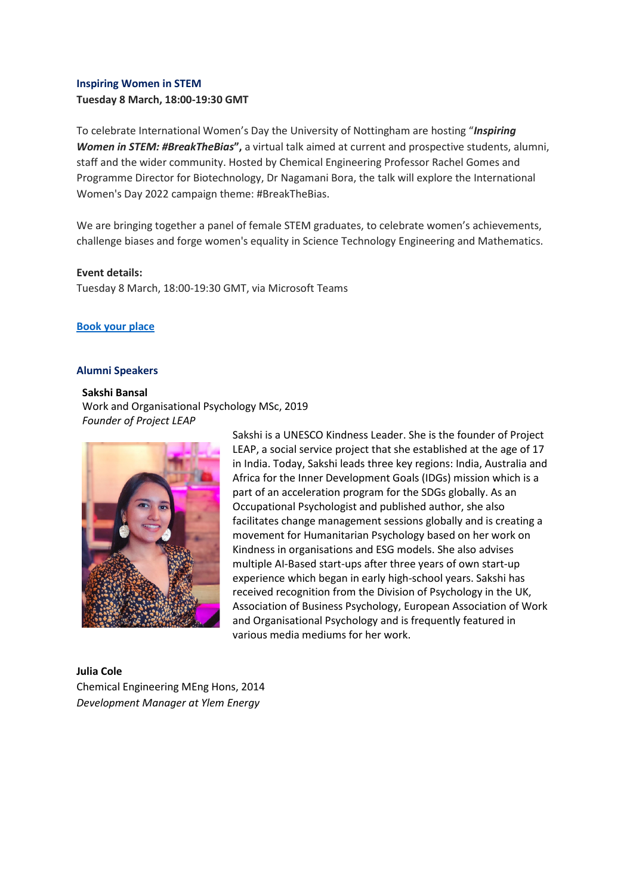## Inspiring Women in STEM

**Tuesday 8 March, 18:00-19:30 GMT**

To celebrate International Women's Day the University of Nottingham are hosting "***Inspiring Women in STEM: #BreakTheBias*"**, a virtual talk aimed at current and prospective students, alumni, staff and the wider community. Hosted by Chemical Engineering Professor Rachel Gomes and Programme Director for Biotechnology, Dr Nagamani Bora, the talk will explore the International Women's Day 2022 campaign theme: #BreakTheBias.

We are bringing together a panel of female STEM graduates, to celebrate women's achievements, challenge biases and forge women's equality in Science Technology Engineering and Mathematics.

**Event details:**
Tuesday 8 March, 18:00-19:30 GMT, via Microsoft Teams

[Book your place]

### Alumni Speakers

**Sakshi Bansal**
Work and Organisational Psychology MSc, 2019
*Founder of Project LEAP*

Sakshi is a UNESCO Kindness Leader. She is the founder of Project LEAP, a social service project that she established at the age of 17 in India. Today, Sakshi leads three key regions: India, Australia and Africa for the Inner Development Goals (IDGs) mission which is a part of an acceleration program for the SDGs globally. As an Occupational Psychologist and published author, she also facilitates change management sessions globally and is creating a movement for Humanitarian Psychology based on her work on Kindness in organisations and ESG models. She also advises multiple AI-Based start-ups after three years of own start-up experience which began in early high-school years. Sakshi has received recognition from the Division of Psychology in the UK, Association of Business Psychology, European Association of Work and Organisational Psychology and is frequently featured in various media mediums for her work.

**Julia Cole**
Chemical Engineering MEng Hons, 2014
*Development Manager at Ylem Energy*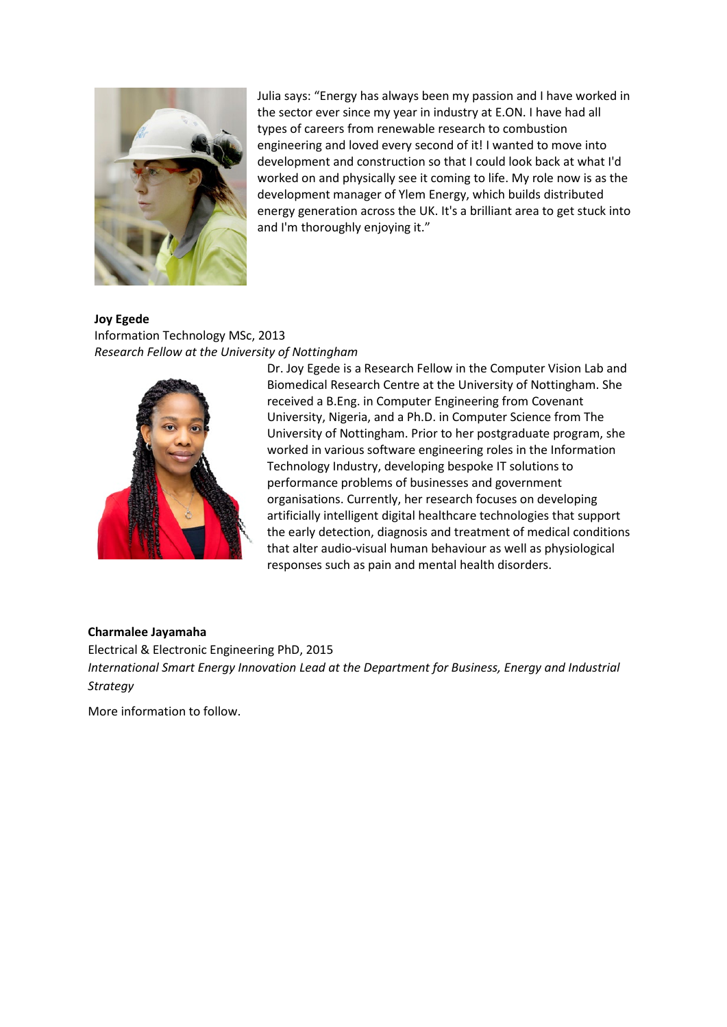Julia says: "Energy has always been my passion and I have worked in the sector ever since my year in industry at E.ON. I have had all types of careers from renewable research to combustion engineering and loved every second of it! I wanted to move into development and construction so that I could look back at what I'd worked on and physically see it coming to life. My role now is as the development manager of Ylem Energy, which builds distributed energy generation across the UK. It's a brilliant area to get stuck into and I'm thoroughly enjoying it."

**Joy Egede**
Information Technology MSc, 2013
*Research Fellow at the University of Nottingham*

Dr. Joy Egede is a Research Fellow in the Computer Vision Lab and Biomedical Research Centre at the University of Nottingham. She received a B.Eng. in Computer Engineering from Covenant University, Nigeria, and a Ph.D. in Computer Science from The University of Nottingham. Prior to her postgraduate program, she worked in various software engineering roles in the Information Technology Industry, developing bespoke IT solutions to performance problems of businesses and government organisations. Currently, her research focuses on developing artificially intelligent digital healthcare technologies that support the early detection, diagnosis and treatment of medical conditions that alter audio-visual human behaviour as well as physiological responses such as pain and mental health disorders.

**Charmalee Jayamaha**
Electrical & Electronic Engineering PhD, 2015
*International Smart Energy Innovation Lead at the Department for Business, Energy and Industrial Strategy*

More information to follow.